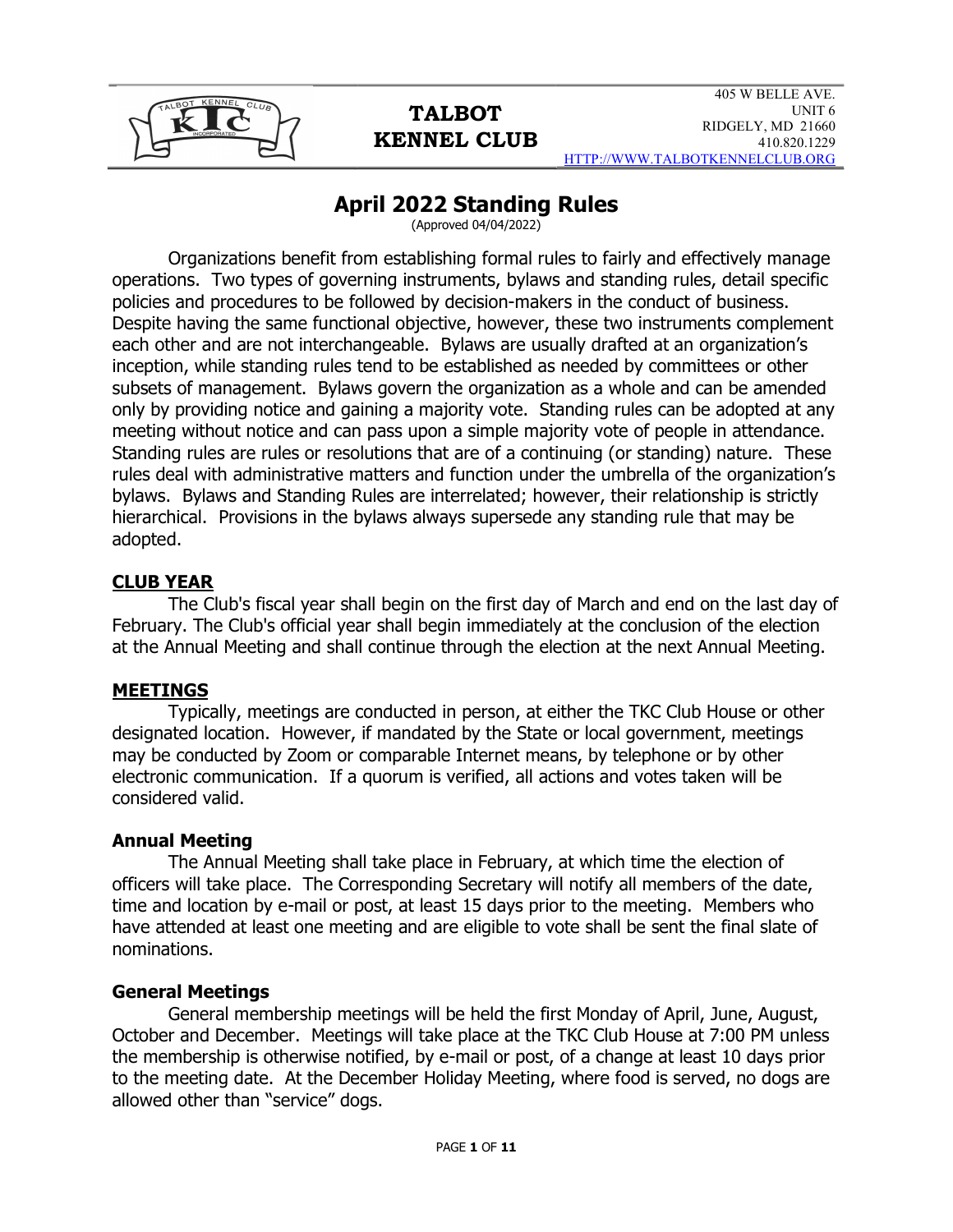# TALBOT KENNEL CLUB

405 W BELLE AVE.
UNIT 6
RIDGELY, MD 21660
410.820.1229
HTTP://WWW.TALBOTKENNELCLUB.ORG

## April 2022 Standing Rules

(Approved 04/04/2022)

Organizations benefit from establishing formal rules to fairly and effectively manage operations. Two types of governing instruments, bylaws and standing rules, detail specific policies and procedures to be followed by decision-makers in the conduct of business. Despite having the same functional objective, however, these two instruments complement each other and are not interchangeable. Bylaws are usually drafted at an organization's inception, while standing rules tend to be established as needed by committees or other subsets of management. Bylaws govern the organization as a whole and can be amended only by providing notice and gaining a majority vote. Standing rules can be adopted at any meeting without notice and can pass upon a simple majority vote of people in attendance. Standing rules are rules or resolutions that are of a continuing (or standing) nature. These rules deal with administrative matters and function under the umbrella of the organization's bylaws. Bylaws and Standing Rules are interrelated; however, their relationship is strictly hierarchical. Provisions in the bylaws always supersede any standing rule that may be adopted.

### CLUB YEAR

The Club's fiscal year shall begin on the first day of March and end on the last day of February. The Club's official year shall begin immediately at the conclusion of the election at the Annual Meeting and shall continue through the election at the next Annual Meeting.

### MEETINGS

Typically, meetings are conducted in person, at either the TKC Club House or other designated location. However, if mandated by the State or local government, meetings may be conducted by Zoom or comparable Internet means, by telephone or by other electronic communication. If a quorum is verified, all actions and votes taken will be considered valid.

#### Annual Meeting

The Annual Meeting shall take place in February, at which time the election of officers will take place. The Corresponding Secretary will notify all members of the date, time and location by e-mail or post, at least 15 days prior to the meeting. Members who have attended at least one meeting and are eligible to vote shall be sent the final slate of nominations.

#### General Meetings

General membership meetings will be held the first Monday of April, June, August, October and December. Meetings will take place at the TKC Club House at 7:00 PM unless the membership is otherwise notified, by e-mail or post, of a change at least 10 days prior to the meeting date. At the December Holiday Meeting, where food is served, no dogs are allowed other than "service" dogs.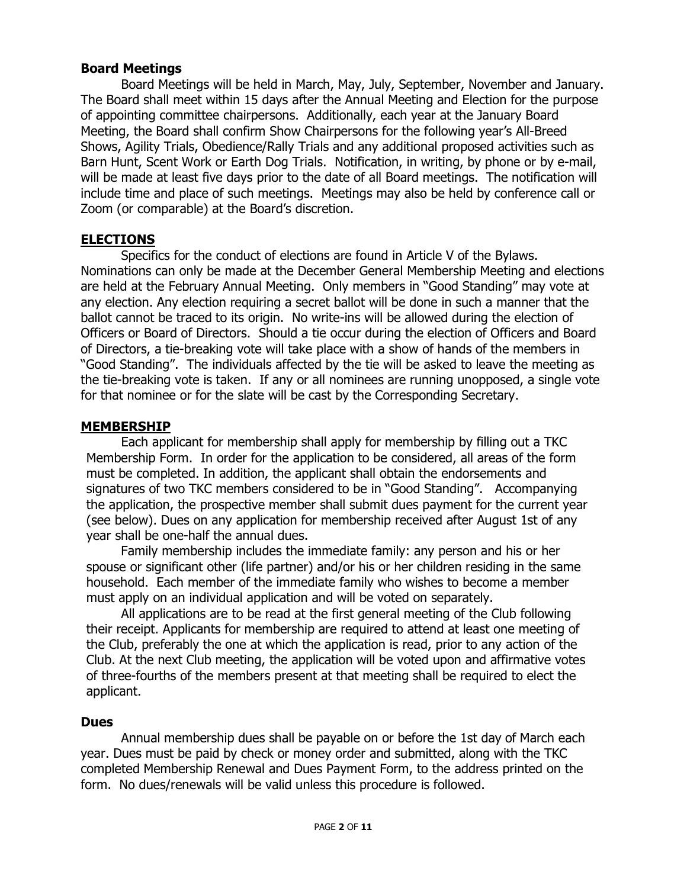### Board Meetings

Board Meetings will be held in March, May, July, September, November and January. The Board shall meet within 15 days after the Annual Meeting and Election for the purpose of appointing committee chairpersons. Additionally, each year at the January Board Meeting, the Board shall confirm Show Chairpersons for the following year's All-Breed Shows, Agility Trials, Obedience/Rally Trials and any additional proposed activities such as Barn Hunt, Scent Work or Earth Dog Trials. Notification, in writing, by phone or by e-mail, will be made at least five days prior to the date of all Board meetings. The notification will include time and place of such meetings. Meetings may also be held by conference call or Zoom (or comparable) at the Board's discretion.

## ELECTIONS

Specifics for the conduct of elections are found in Article V of the Bylaws. Nominations can only be made at the December General Membership Meeting and elections are held at the February Annual Meeting. Only members in "Good Standing" may vote at any election. Any election requiring a secret ballot will be done in such a manner that the ballot cannot be traced to its origin. No write-ins will be allowed during the election of Officers or Board of Directors. Should a tie occur during the election of Officers and Board of Directors, a tie-breaking vote will take place with a show of hands of the members in "Good Standing". The individuals affected by the tie will be asked to leave the meeting as the tie-breaking vote is taken. If any or all nominees are running unopposed, a single vote for that nominee or for the slate will be cast by the Corresponding Secretary.

## MEMBERSHIP

Each applicant for membership shall apply for membership by filling out a TKC Membership Form. In order for the application to be considered, all areas of the form must be completed. In addition, the applicant shall obtain the endorsements and signatures of two TKC members considered to be in "Good Standing". Accompanying the application, the prospective member shall submit dues payment for the current year (see below). Dues on any application for membership received after August 1st of any year shall be one-half the annual dues.

Family membership includes the immediate family: any person and his or her spouse or significant other (life partner) and/or his or her children residing in the same household. Each member of the immediate family who wishes to become a member must apply on an individual application and will be voted on separately.

All applications are to be read at the first general meeting of the Club following their receipt. Applicants for membership are required to attend at least one meeting of the Club, preferably the one at which the application is read, prior to any action of the Club. At the next Club meeting, the application will be voted upon and affirmative votes of three-fourths of the members present at that meeting shall be required to elect the applicant.

### Dues

Annual membership dues shall be payable on or before the 1st day of March each year. Dues must be paid by check or money order and submitted, along with the TKC completed Membership Renewal and Dues Payment Form, to the address printed on the form. No dues/renewals will be valid unless this procedure is followed.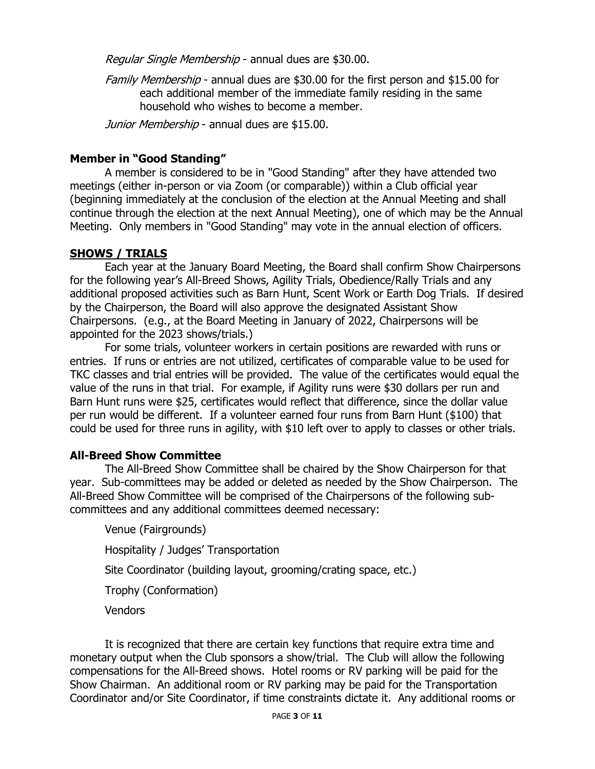*Regular Single Membership* - annual dues are $30.00.

*Family Membership* - annual dues are $30.00 for the first person and $15.00 for each additional member of the immediate family residing in the same household who wishes to become a member.

*Junior Membership* - annual dues are $15.00.

### Member in "Good Standing"

A member is considered to be in "Good Standing" after they have attended two meetings (either in-person or via Zoom (or comparable)) within a Club official year (beginning immediately at the conclusion of the election at the Annual Meeting and shall continue through the election at the next Annual Meeting), one of which may be the Annual Meeting. Only members in "Good Standing" may vote in the annual election of officers.

## SHOWS / TRIALS

Each year at the January Board Meeting, the Board shall confirm Show Chairpersons for the following year's All-Breed Shows, Agility Trials, Obedience/Rally Trials and any additional proposed activities such as Barn Hunt, Scent Work or Earth Dog Trials. If desired by the Chairperson, the Board will also approve the designated Assistant Show Chairpersons. (e.g., at the Board Meeting in January of 2022, Chairpersons will be appointed for the 2023 shows/trials.)

For some trials, volunteer workers in certain positions are rewarded with runs or entries. If runs or entries are not utilized, certificates of comparable value to be used for TKC classes and trial entries will be provided. The value of the certificates would equal the value of the runs in that trial. For example, if Agility runs were $30 dollars per run and Barn Hunt runs were $25, certificates would reflect that difference, since the dollar value per run would be different. If a volunteer earned four runs from Barn Hunt ($100) that could be used for three runs in agility, with $10 left over to apply to classes or other trials.

### All-Breed Show Committee

The All-Breed Show Committee shall be chaired by the Show Chairperson for that year. Sub-committees may be added or deleted as needed by the Show Chairperson. The All-Breed Show Committee will be comprised of the Chairpersons of the following sub-committees and any additional committees deemed necessary:

Venue (Fairgrounds)

Hospitality / Judges' Transportation

Site Coordinator (building layout, grooming/crating space, etc.)

Trophy (Conformation)

Vendors

It is recognized that there are certain key functions that require extra time and monetary output when the Club sponsors a show/trial. The Club will allow the following compensations for the All-Breed shows. Hotel rooms or RV parking will be paid for the Show Chairman. An additional room or RV parking may be paid for the Transportation Coordinator and/or Site Coordinator, if time constraints dictate it. Any additional rooms or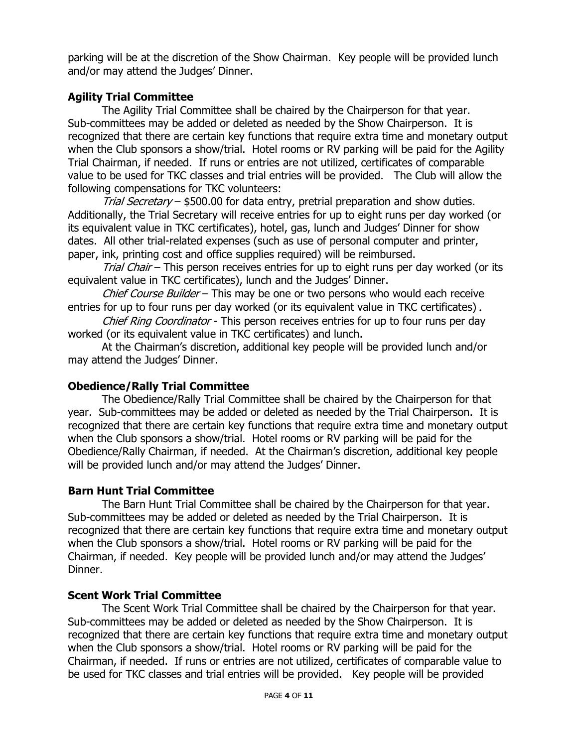parking will be at the discretion of the Show Chairman. Key people will be provided lunch and/or may attend the Judges' Dinner.

**Agility Trial Committee**

The Agility Trial Committee shall be chaired by the Chairperson for that year. Sub-committees may be added or deleted as needed by the Show Chairperson. It is recognized that there are certain key functions that require extra time and monetary output when the Club sponsors a show/trial. Hotel rooms or RV parking will be paid for the Agility Trial Chairman, if needed. If runs or entries are not utilized, certificates of comparable value to be used for TKC classes and trial entries will be provided. The Club will allow the following compensations for TKC volunteers:

*Trial Secretary* – $500.00 for data entry, pretrial preparation and show duties. Additionally, the Trial Secretary will receive entries for up to eight runs per day worked (or its equivalent value in TKC certificates), hotel, gas, lunch and Judges' Dinner for show dates. All other trial-related expenses (such as use of personal computer and printer, paper, ink, printing cost and office supplies required) will be reimbursed.

*Trial Chair* – This person receives entries for up to eight runs per day worked (or its equivalent value in TKC certificates), lunch and the Judges' Dinner.

*Chief Course Builder* – This may be one or two persons who would each receive entries for up to four runs per day worked (or its equivalent value in TKC certificates).

*Chief Ring Coordinator* - This person receives entries for up to four runs per day worked (or its equivalent value in TKC certificates) and lunch.

At the Chairman's discretion, additional key people will be provided lunch and/or may attend the Judges' Dinner.

**Obedience/Rally Trial Committee**

The Obedience/Rally Trial Committee shall be chaired by the Chairperson for that year. Sub-committees may be added or deleted as needed by the Trial Chairperson. It is recognized that there are certain key functions that require extra time and monetary output when the Club sponsors a show/trial. Hotel rooms or RV parking will be paid for the Obedience/Rally Chairman, if needed. At the Chairman's discretion, additional key people will be provided lunch and/or may attend the Judges' Dinner.

**Barn Hunt Trial Committee**

The Barn Hunt Trial Committee shall be chaired by the Chairperson for that year. Sub-committees may be added or deleted as needed by the Trial Chairperson. It is recognized that there are certain key functions that require extra time and monetary output when the Club sponsors a show/trial. Hotel rooms or RV parking will be paid for the Chairman, if needed. Key people will be provided lunch and/or may attend the Judges' Dinner.

**Scent Work Trial Committee**

The Scent Work Trial Committee shall be chaired by the Chairperson for that year. Sub-committees may be added or deleted as needed by the Show Chairperson. It is recognized that there are certain key functions that require extra time and monetary output when the Club sponsors a show/trial. Hotel rooms or RV parking will be paid for the Chairman, if needed. If runs or entries are not utilized, certificates of comparable value to be used for TKC classes and trial entries will be provided. Key people will be provided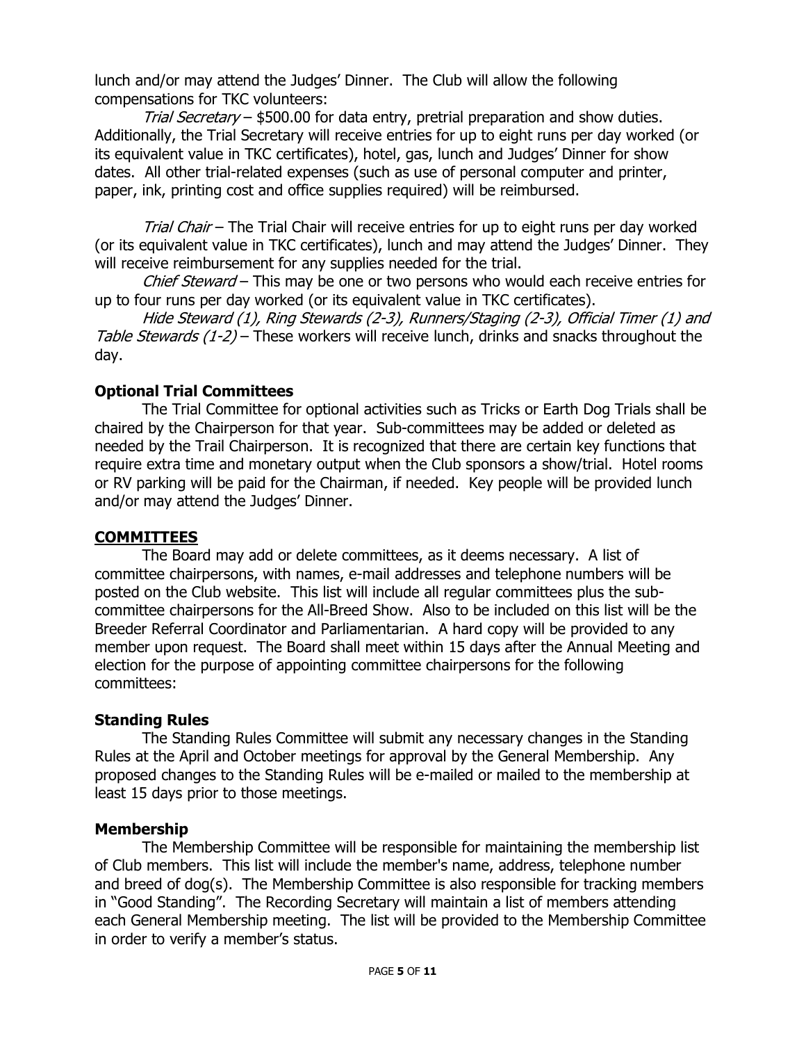lunch and/or may attend the Judges' Dinner. The Club will allow the following compensations for TKC volunteers:

*Trial Secretary* – $500.00 for data entry, pretrial preparation and show duties. Additionally, the Trial Secretary will receive entries for up to eight runs per day worked (or its equivalent value in TKC certificates), hotel, gas, lunch and Judges' Dinner for show dates. All other trial-related expenses (such as use of personal computer and printer, paper, ink, printing cost and office supplies required) will be reimbursed.

*Trial Chair* – The Trial Chair will receive entries for up to eight runs per day worked (or its equivalent value in TKC certificates), lunch and may attend the Judges' Dinner. They will receive reimbursement for any supplies needed for the trial.

*Chief Steward* – This may be one or two persons who would each receive entries for up to four runs per day worked (or its equivalent value in TKC certificates).

*Hide Steward (1), Ring Stewards (2-3), Runners/Staging (2-3), Official Timer (1) and Table Stewards (1-2)* – These workers will receive lunch, drinks and snacks throughout the day.

### Optional Trial Committees

The Trial Committee for optional activities such as Tricks or Earth Dog Trials shall be chaired by the Chairperson for that year. Sub-committees may be added or deleted as needed by the Trail Chairperson. It is recognized that there are certain key functions that require extra time and monetary output when the Club sponsors a show/trial. Hotel rooms or RV parking will be paid for the Chairman, if needed. Key people will be provided lunch and/or may attend the Judges' Dinner.

## COMMITTEES

The Board may add or delete committees, as it deems necessary. A list of committee chairpersons, with names, e-mail addresses and telephone numbers will be posted on the Club website. This list will include all regular committees plus the sub-committee chairpersons for the All-Breed Show. Also to be included on this list will be the Breeder Referral Coordinator and Parliamentarian. A hard copy will be provided to any member upon request. The Board shall meet within 15 days after the Annual Meeting and election for the purpose of appointing committee chairpersons for the following committees:

### Standing Rules

The Standing Rules Committee will submit any necessary changes in the Standing Rules at the April and October meetings for approval by the General Membership. Any proposed changes to the Standing Rules will be e-mailed or mailed to the membership at least 15 days prior to those meetings.

### Membership

The Membership Committee will be responsible for maintaining the membership list of Club members. This list will include the member's name, address, telephone number and breed of dog(s). The Membership Committee is also responsible for tracking members in "Good Standing". The Recording Secretary will maintain a list of members attending each General Membership meeting. The list will be provided to the Membership Committee in order to verify a member's status.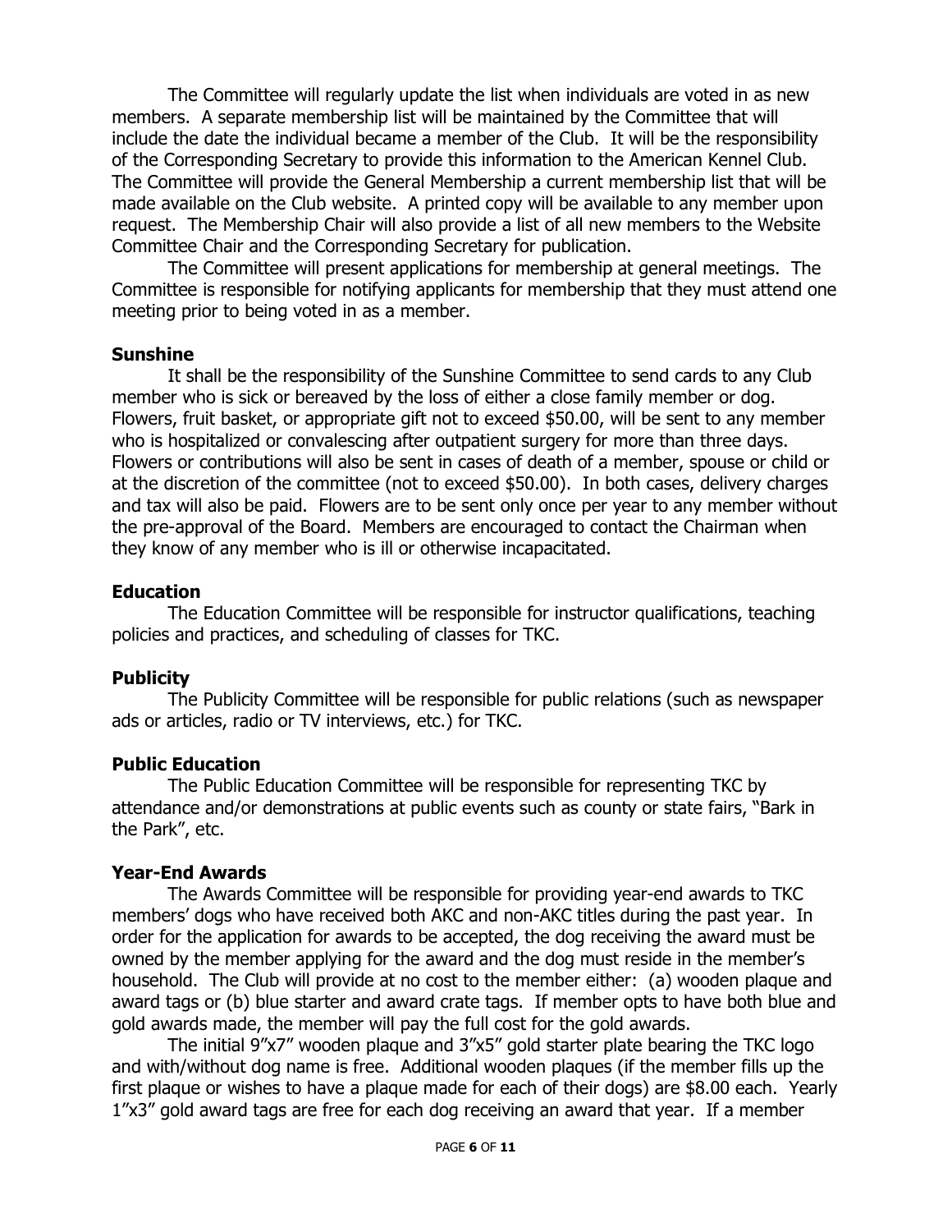The Committee will regularly update the list when individuals are voted in as new members. A separate membership list will be maintained by the Committee that will include the date the individual became a member of the Club. It will be the responsibility of the Corresponding Secretary to provide this information to the American Kennel Club. The Committee will provide the General Membership a current membership list that will be made available on the Club website. A printed copy will be available to any member upon request. The Membership Chair will also provide a list of all new members to the Website Committee Chair and the Corresponding Secretary for publication.

The Committee will present applications for membership at general meetings. The Committee is responsible for notifying applicants for membership that they must attend one meeting prior to being voted in as a member.

### Sunshine

It shall be the responsibility of the Sunshine Committee to send cards to any Club member who is sick or bereaved by the loss of either a close family member or dog. Flowers, fruit basket, or appropriate gift not to exceed $50.00, will be sent to any member who is hospitalized or convalescing after outpatient surgery for more than three days. Flowers or contributions will also be sent in cases of death of a member, spouse or child or at the discretion of the committee (not to exceed $50.00). In both cases, delivery charges and tax will also be paid. Flowers are to be sent only once per year to any member without the pre-approval of the Board. Members are encouraged to contact the Chairman when they know of any member who is ill or otherwise incapacitated.

### Education

The Education Committee will be responsible for instructor qualifications, teaching policies and practices, and scheduling of classes for TKC.

### Publicity

The Publicity Committee will be responsible for public relations (such as newspaper ads or articles, radio or TV interviews, etc.) for TKC.

### Public Education

The Public Education Committee will be responsible for representing TKC by attendance and/or demonstrations at public events such as county or state fairs, "Bark in the Park", etc.

### Year-End Awards

The Awards Committee will be responsible for providing year-end awards to TKC members' dogs who have received both AKC and non-AKC titles during the past year. In order for the application for awards to be accepted, the dog receiving the award must be owned by the member applying for the award and the dog must reside in the member's household. The Club will provide at no cost to the member either: (a) wooden plaque and award tags or (b) blue starter and award crate tags. If member opts to have both blue and gold awards made, the member will pay the full cost for the gold awards.

The initial 9"x7" wooden plaque and 3"x5" gold starter plate bearing the TKC logo and with/without dog name is free. Additional wooden plaques (if the member fills up the first plaque or wishes to have a plaque made for each of their dogs) are $8.00 each. Yearly 1"x3" gold award tags are free for each dog receiving an award that year. If a member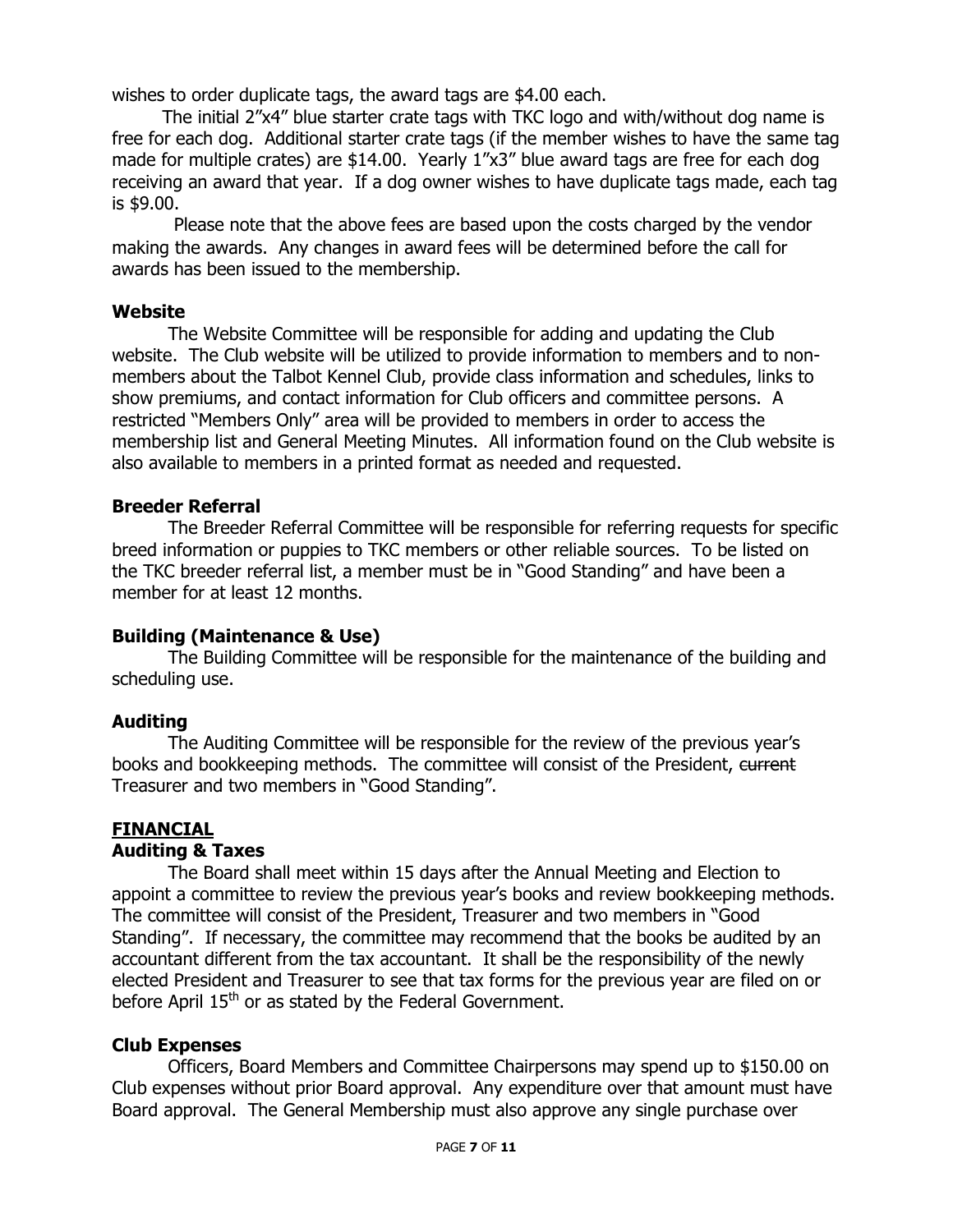wishes to order duplicate tags, the award tags are $4.00 each.

The initial 2"x4" blue starter crate tags with TKC logo and with/without dog name is free for each dog. Additional starter crate tags (if the member wishes to have the same tag made for multiple crates) are $14.00. Yearly 1"x3" blue award tags are free for each dog receiving an award that year. If a dog owner wishes to have duplicate tags made, each tag is $9.00.

Please note that the above fees are based upon the costs charged by the vendor making the awards. Any changes in award fees will be determined before the call for awards has been issued to the membership.

### Website

The Website Committee will be responsible for adding and updating the Club website. The Club website will be utilized to provide information to members and to non-members about the Talbot Kennel Club, provide class information and schedules, links to show premiums, and contact information for Club officers and committee persons. A restricted "Members Only" area will be provided to members in order to access the membership list and General Meeting Minutes. All information found on the Club website is also available to members in a printed format as needed and requested.

### Breeder Referral

The Breeder Referral Committee will be responsible for referring requests for specific breed information or puppies to TKC members or other reliable sources. To be listed on the TKC breeder referral list, a member must be in "Good Standing" and have been a member for at least 12 months.

### Building (Maintenance & Use)

The Building Committee will be responsible for the maintenance of the building and scheduling use.

### Auditing

The Auditing Committee will be responsible for the review of the previous year's books and bookkeeping methods. The committee will consist of the President, ~~current~~ Treasurer and two members in "Good Standing".

## FINANCIAL

### Auditing & Taxes

The Board shall meet within 15 days after the Annual Meeting and Election to appoint a committee to review the previous year's books and review bookkeeping methods. The committee will consist of the President, Treasurer and two members in "Good Standing". If necessary, the committee may recommend that the books be audited by an accountant different from the tax accountant. It shall be the responsibility of the newly elected President and Treasurer to see that tax forms for the previous year are filed on or before April 15th or as stated by the Federal Government.

### Club Expenses

Officers, Board Members and Committee Chairpersons may spend up to $150.00 on Club expenses without prior Board approval. Any expenditure over that amount must have Board approval. The General Membership must also approve any single purchase over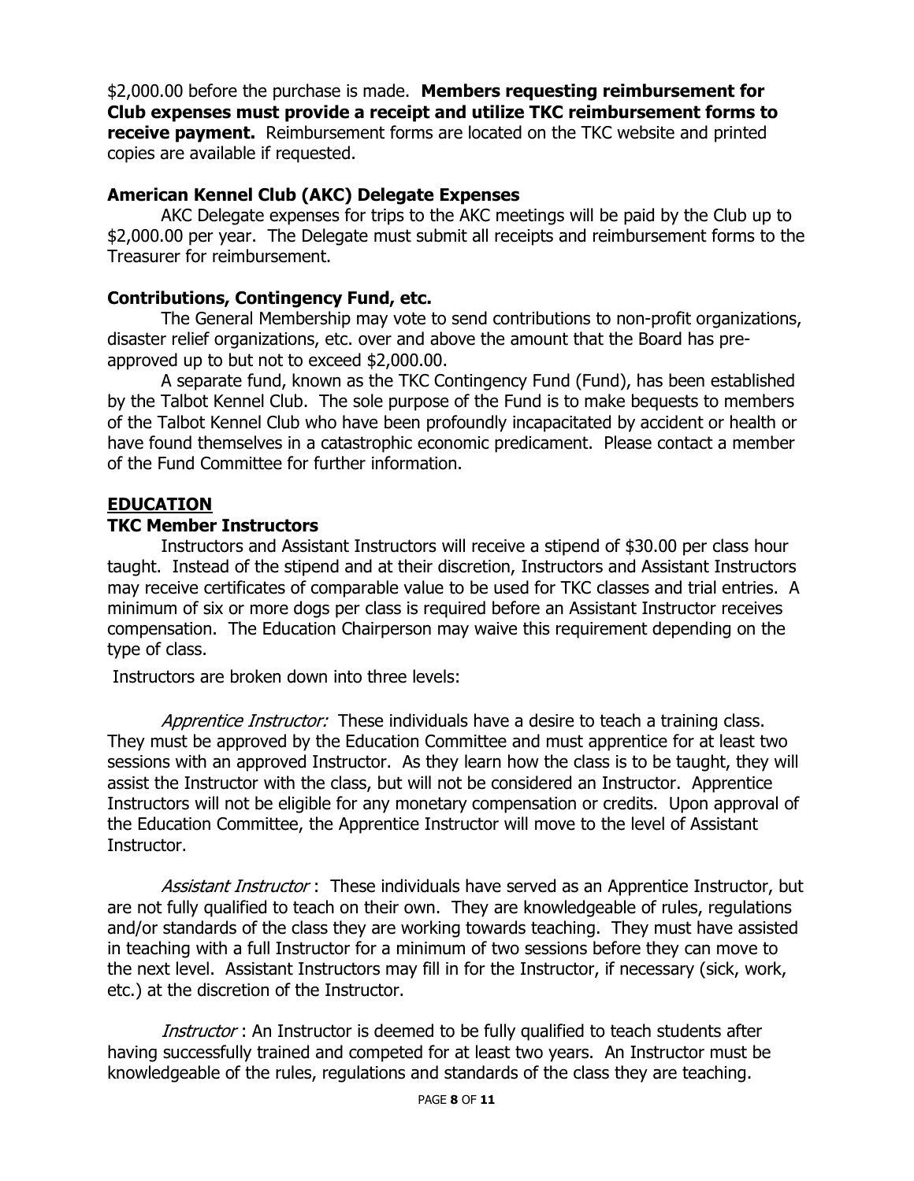$2,000.00 before the purchase is made. **Members requesting reimbursement for Club expenses must provide a receipt and utilize TKC reimbursement forms to receive payment.** Reimbursement forms are located on the TKC website and printed copies are available if requested.

### American Kennel Club (AKC) Delegate Expenses

AKC Delegate expenses for trips to the AKC meetings will be paid by the Club up to $2,000.00 per year. The Delegate must submit all receipts and reimbursement forms to the Treasurer for reimbursement.

### Contributions, Contingency Fund, etc.

The General Membership may vote to send contributions to non-profit organizations, disaster relief organizations, etc. over and above the amount that the Board has pre-approved up to but not to exceed $2,000.00.

A separate fund, known as the TKC Contingency Fund (Fund), has been established by the Talbot Kennel Club. The sole purpose of the Fund is to make bequests to members of the Talbot Kennel Club who have been profoundly incapacitated by accident or health or have found themselves in a catastrophic economic predicament. Please contact a member of the Fund Committee for further information.

## EDUCATION

### TKC Member Instructors

Instructors and Assistant Instructors will receive a stipend of $30.00 per class hour taught. Instead of the stipend and at their discretion, Instructors and Assistant Instructors may receive certificates of comparable value to be used for TKC classes and trial entries. A minimum of six or more dogs per class is required before an Assistant Instructor receives compensation. The Education Chairperson may waive this requirement depending on the type of class.

Instructors are broken down into three levels:

*Apprentice Instructor:* These individuals have a desire to teach a training class. They must be approved by the Education Committee and must apprentice for at least two sessions with an approved Instructor. As they learn how the class is to be taught, they will assist the Instructor with the class, but will not be considered an Instructor. Apprentice Instructors will not be eligible for any monetary compensation or credits. Upon approval of the Education Committee, the Apprentice Instructor will move to the level of Assistant Instructor.

*Assistant Instructor* : These individuals have served as an Apprentice Instructor, but are not fully qualified to teach on their own. They are knowledgeable of rules, regulations and/or standards of the class they are working towards teaching. They must have assisted in teaching with a full Instructor for a minimum of two sessions before they can move to the next level. Assistant Instructors may fill in for the Instructor, if necessary (sick, work, etc.) at the discretion of the Instructor.

*Instructor* : An Instructor is deemed to be fully qualified to teach students after having successfully trained and competed for at least two years. An Instructor must be knowledgeable of the rules, regulations and standards of the class they are teaching.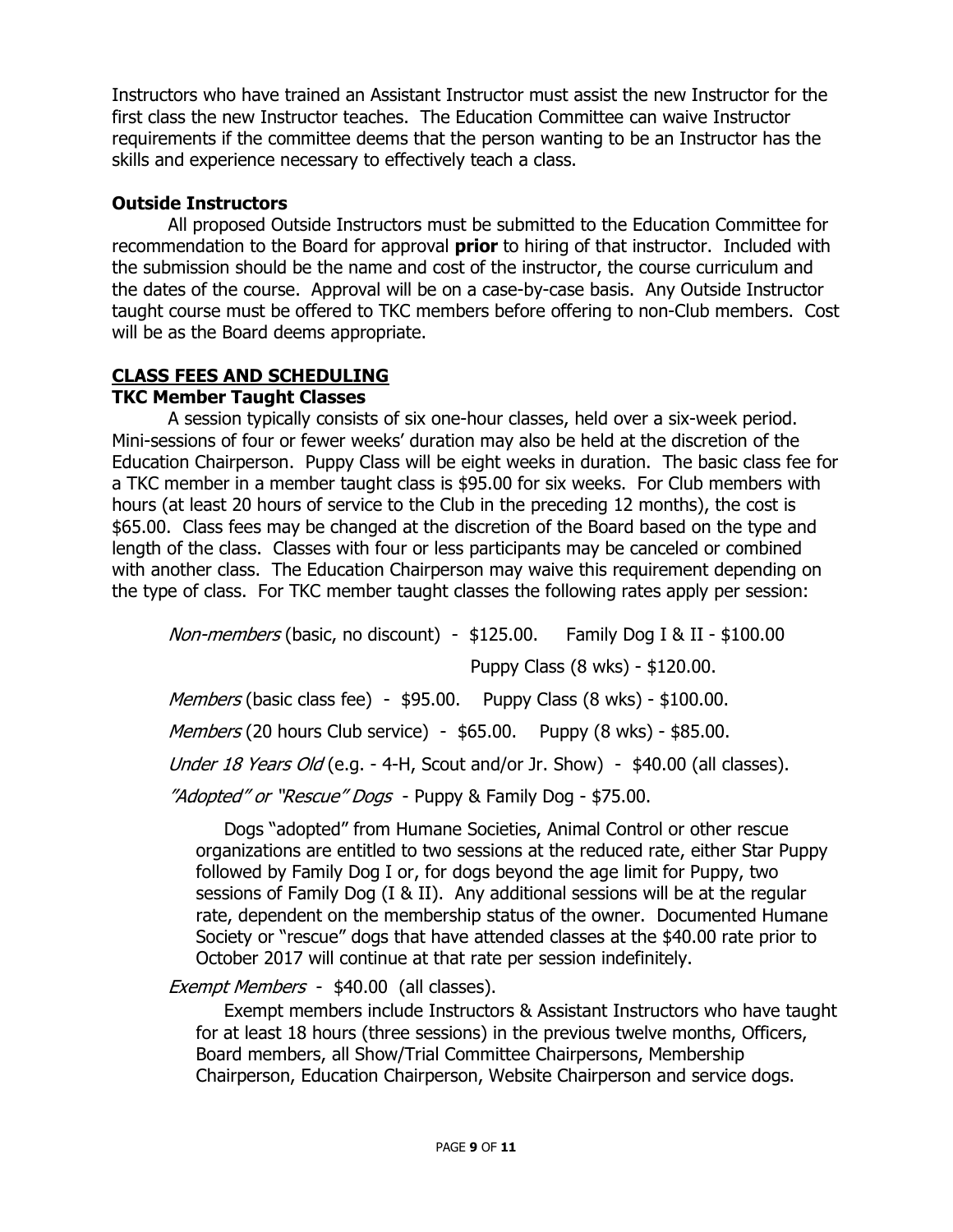Instructors who have trained an Assistant Instructor must assist the new Instructor for the first class the new Instructor teaches. The Education Committee can waive Instructor requirements if the committee deems that the person wanting to be an Instructor has the skills and experience necessary to effectively teach a class.

### Outside Instructors

All proposed Outside Instructors must be submitted to the Education Committee for recommendation to the Board for approval **prior** to hiring of that instructor. Included with the submission should be the name and cost of the instructor, the course curriculum and the dates of the course. Approval will be on a case-by-case basis. Any Outside Instructor taught course must be offered to TKC members before offering to non-Club members. Cost will be as the Board deems appropriate.

## CLASS FEES AND SCHEDULING

### TKC Member Taught Classes

A session typically consists of six one-hour classes, held over a six-week period. Mini-sessions of four or fewer weeks' duration may also be held at the discretion of the Education Chairperson. Puppy Class will be eight weeks in duration. The basic class fee for a TKC member in a member taught class is $95.00 for six weeks. For Club members with hours (at least 20 hours of service to the Club in the preceding 12 months), the cost is $65.00. Class fees may be changed at the discretion of the Board based on the type and length of the class. Classes with four or less participants may be canceled or combined with another class. The Education Chairperson may waive this requirement depending on the type of class. For TKC member taught classes the following rates apply per session:

*Non-members* (basic, no discount) - $125.00. Family Dog I & II - $100.00

Puppy Class (8 wks) - $120.00.

*Members* (basic class fee) - $95.00. Puppy Class (8 wks) - $100.00.

*Members* (20 hours Club service) - $65.00. Puppy (8 wks) - $85.00.

*Under 18 Years Old* (e.g. - 4-H, Scout and/or Jr. Show) - $40.00 (all classes).

*"Adopted" or "Rescue" Dogs* - Puppy & Family Dog - $75.00.

Dogs "adopted" from Humane Societies, Animal Control or other rescue organizations are entitled to two sessions at the reduced rate, either Star Puppy followed by Family Dog I or, for dogs beyond the age limit for Puppy, two sessions of Family Dog (I & II). Any additional sessions will be at the regular rate, dependent on the membership status of the owner. Documented Humane Society or "rescue" dogs that have attended classes at the $40.00 rate prior to October 2017 will continue at that rate per session indefinitely.

*Exempt Members* - $40.00 (all classes).

Exempt members include Instructors & Assistant Instructors who have taught for at least 18 hours (three sessions) in the previous twelve months, Officers, Board members, all Show/Trial Committee Chairpersons, Membership Chairperson, Education Chairperson, Website Chairperson and service dogs.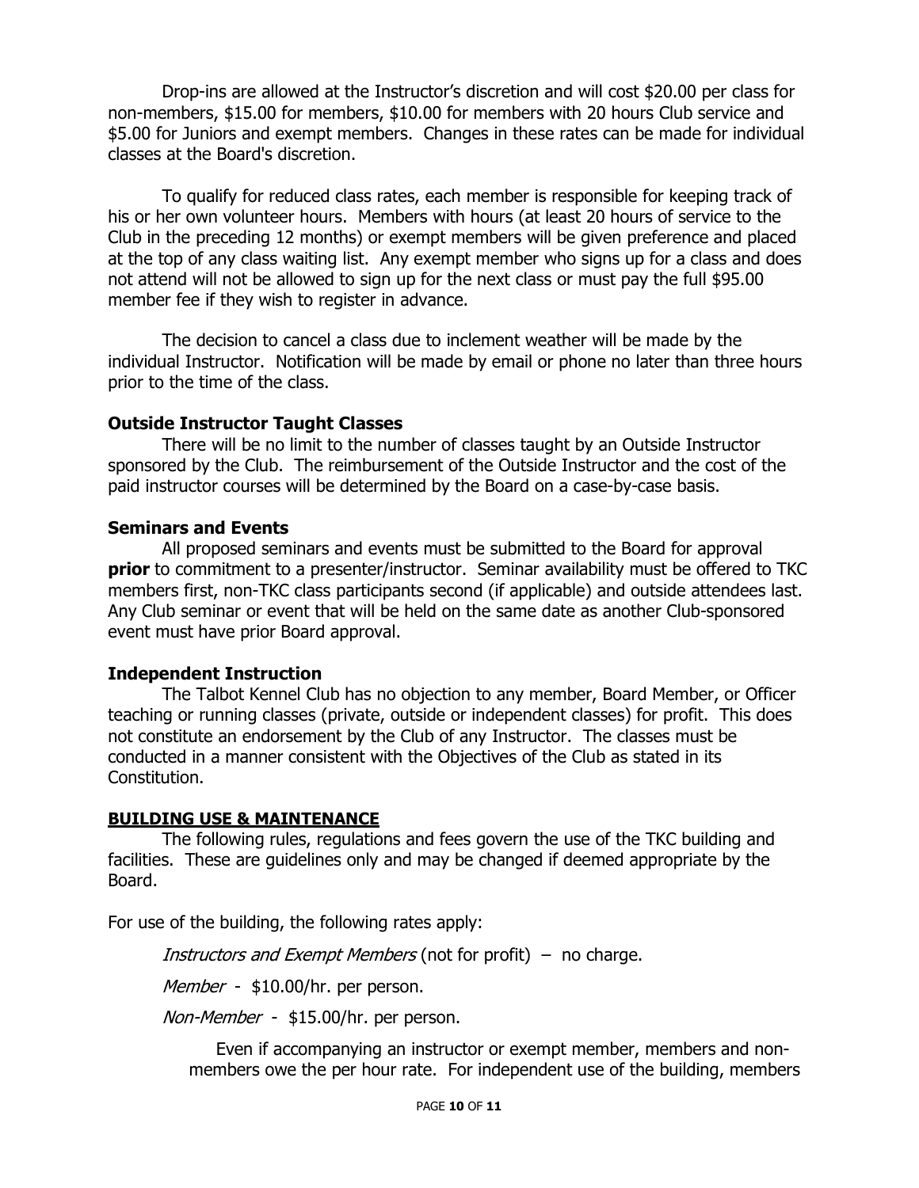Drop-ins are allowed at the Instructor's discretion and will cost $20.00 per class for non-members, $15.00 for members, $10.00 for members with 20 hours Club service and $5.00 for Juniors and exempt members. Changes in these rates can be made for individual classes at the Board's discretion.

To qualify for reduced class rates, each member is responsible for keeping track of his or her own volunteer hours. Members with hours (at least 20 hours of service to the Club in the preceding 12 months) or exempt members will be given preference and placed at the top of any class waiting list. Any exempt member who signs up for a class and does not attend will not be allowed to sign up for the next class or must pay the full $95.00 member fee if they wish to register in advance.

The decision to cancel a class due to inclement weather will be made by the individual Instructor. Notification will be made by email or phone no later than three hours prior to the time of the class.

### Outside Instructor Taught Classes

There will be no limit to the number of classes taught by an Outside Instructor sponsored by the Club. The reimbursement of the Outside Instructor and the cost of the paid instructor courses will be determined by the Board on a case-by-case basis.

### Seminars and Events

All proposed seminars and events must be submitted to the Board for approval **prior** to commitment to a presenter/instructor. Seminar availability must be offered to TKC members first, non-TKC class participants second (if applicable) and outside attendees last. Any Club seminar or event that will be held on the same date as another Club-sponsored event must have prior Board approval.

### Independent Instruction

The Talbot Kennel Club has no objection to any member, Board Member, or Officer teaching or running classes (private, outside or independent classes) for profit. This does not constitute an endorsement by the Club of any Instructor. The classes must be conducted in a manner consistent with the Objectives of the Club as stated in its Constitution.

## BUILDING USE & MAINTENANCE

The following rules, regulations and fees govern the use of the TKC building and facilities. These are guidelines only and may be changed if deemed appropriate by the Board.

For use of the building, the following rates apply:

*Instructors and Exempt Members* (not for profit) – no charge.

*Member* - $10.00/hr. per person.

*Non-Member* - $15.00/hr. per person.

Even if accompanying an instructor or exempt member, members and non-members owe the per hour rate. For independent use of the building, members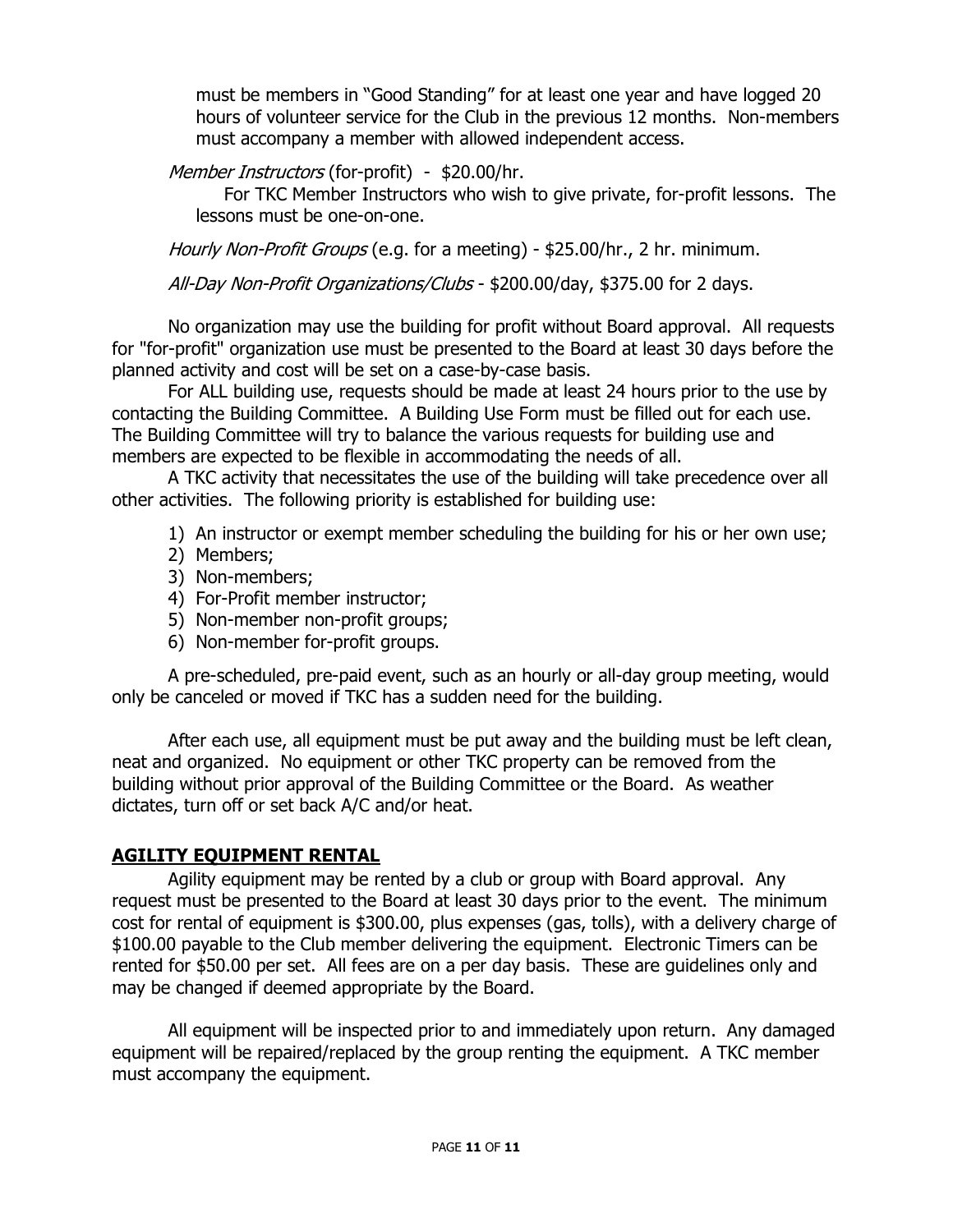must be members in "Good Standing" for at least one year and have logged 20 hours of volunteer service for the Club in the previous 12 months. Non-members must accompany a member with allowed independent access.

*Member Instructors* (for-profit) - $20.00/hr.

For TKC Member Instructors who wish to give private, for-profit lessons. The lessons must be one-on-one.

*Hourly Non-Profit Groups* (e.g. for a meeting) - $25.00/hr., 2 hr. minimum.

*All-Day Non-Profit Organizations/Clubs* - $200.00/day, $375.00 for 2 days.

No organization may use the building for profit without Board approval. All requests for "for-profit" organization use must be presented to the Board at least 30 days before the planned activity and cost will be set on a case-by-case basis.

For ALL building use, requests should be made at least 24 hours prior to the use by contacting the Building Committee. A Building Use Form must be filled out for each use. The Building Committee will try to balance the various requests for building use and members are expected to be flexible in accommodating the needs of all.

A TKC activity that necessitates the use of the building will take precedence over all other activities. The following priority is established for building use:

1) An instructor or exempt member scheduling the building for his or her own use;
2) Members;
3) Non-members;
4) For-Profit member instructor;
5) Non-member non-profit groups;
6) Non-member for-profit groups.

A pre-scheduled, pre-paid event, such as an hourly or all-day group meeting, would only be canceled or moved if TKC has a sudden need for the building.

After each use, all equipment must be put away and the building must be left clean, neat and organized. No equipment or other TKC property can be removed from the building without prior approval of the Building Committee or the Board. As weather dictates, turn off or set back A/C and/or heat.

## AGILITY EQUIPMENT RENTAL

Agility equipment may be rented by a club or group with Board approval. Any request must be presented to the Board at least 30 days prior to the event. The minimum cost for rental of equipment is $300.00, plus expenses (gas, tolls), with a delivery charge of $100.00 payable to the Club member delivering the equipment. Electronic Timers can be rented for $50.00 per set. All fees are on a per day basis. These are guidelines only and may be changed if deemed appropriate by the Board.

All equipment will be inspected prior to and immediately upon return. Any damaged equipment will be repaired/replaced by the group renting the equipment. A TKC member must accompany the equipment.